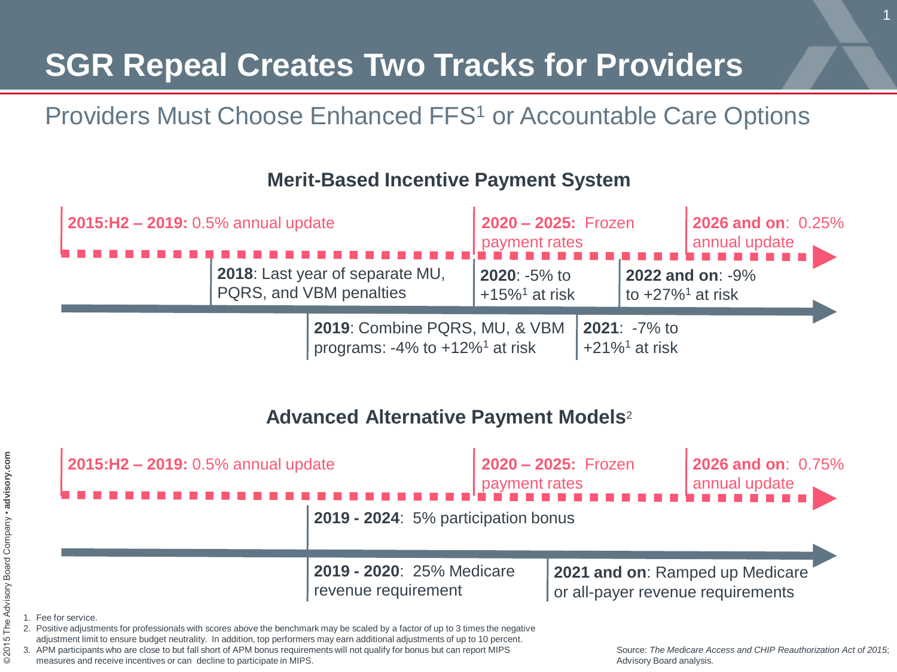# SGR Repeal Creates Two Tracks for Providers

## Providers Must Choose Enhanced FFS[1] or Accountable Care Options

### Merit-Based Incentive Payment System

- **2015:H2 – 2019:** 0.5% annual update
- **2020 – 2025:** Frozen payment rates
- **2026 and on**: 0.25% annual update

- **2018**: Last year of separate MU, PQRS, and VBM penalties
- **2019**: Combine PQRS, MU, & VBM programs: -4% to +12%[1] at risk
- **2020**: -5% to +15%[1] at risk
- **2021**: -7% to +21%[1] at risk
- **2022 and on**: -9% to +27%[1] at risk

### Advanced Alternative Payment Models[2]

- **2015:H2 – 2019:** 0.5% annual update
- **2020 – 2025:** Frozen payment rates
- **2026 and on**: 0.75% annual update

- **2019 - 2024**: 5% participation bonus
- **2019 - 2020**: 25% Medicare revenue requirement
- **2021 and on**: Ramped up Medicare or all-payer revenue requirements

1. Fee for service.
2. Positive adjustments for professionals with scores above the benchmark may be scaled by a factor of up to 3 times the negative adjustment limit to ensure budget neutrality. In addition, top performers may earn additional adjustments of up to 10 percent.
3. APM participants who are close to but fall short of APM bonus requirements will not qualify for bonus but can report MIPS measures and receive incentives or can decline to participate in MIPS.

Source: *The Medicare Access and CHIP Reauthorization Act of 2015*; Advisory Board analysis.

©2015 The Advisory Board Company • **advisory.com**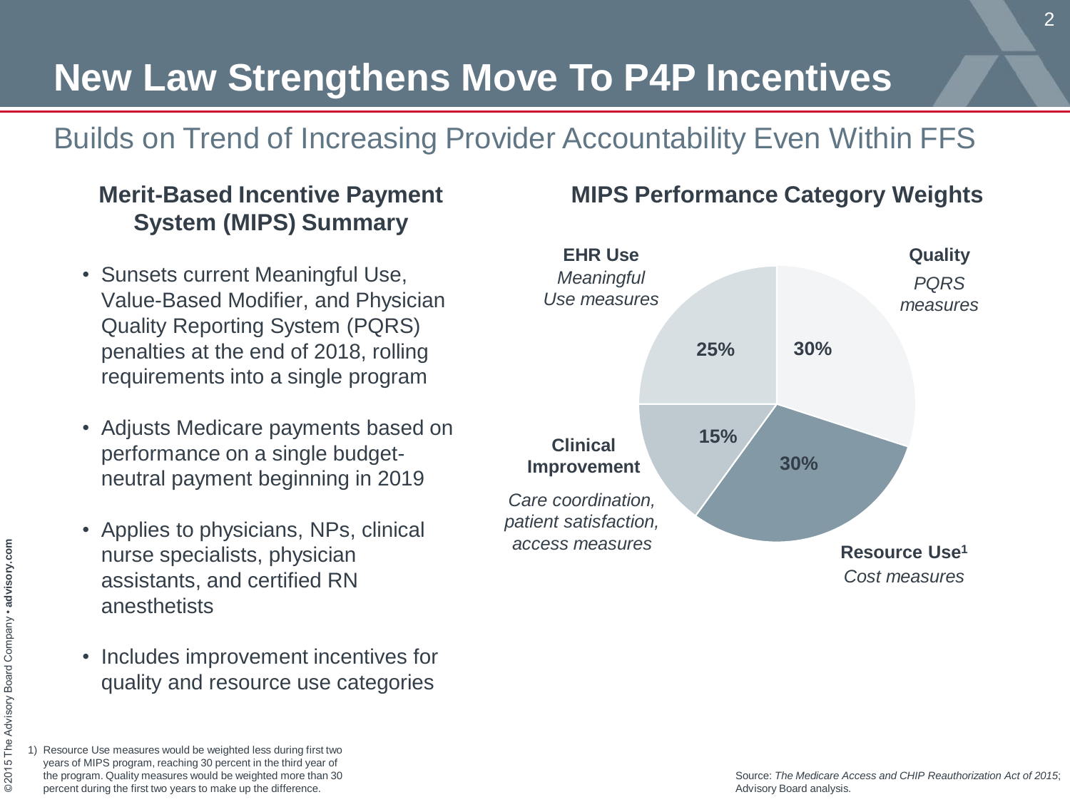# New Law Strengthens Move To P4P Incentives

## Builds on Trend of Increasing Provider Accountability Even Within FFS

### Merit-Based Incentive Payment System (MIPS) Summary

- Sunsets current Meaningful Use, Value-Based Modifier, and Physician Quality Reporting System (PQRS) penalties at the end of 2018, rolling requirements into a single program
- Adjusts Medicare payments based on performance on a single budget-neutral payment beginning in 2019
- Applies to physicians, NPs, clinical nurse specialists, physician assistants, and certified RN anesthetists
- Includes improvement incentives for quality and resource use categories

### MIPS Performance Category Weights

| Category | Measures | Weight |
|---|---|---|
| **Quality** | *PQRS measures* | 30% |
| **Resource Use**[1] | *Cost measures* | 30% |
| **Clinical Improvement** | *Care coordination, patient satisfaction, access measures* | 15% |
| **EHR Use** | *Meaningful Use measures* | 25% |

1) Resource Use measures would be weighted less during first two years of MIPS program, reaching 30 percent in the third year of the program. Quality measures would be weighted more than 30 percent during the first two years to make up the difference.

Source: *The Medicare Access and CHIP Reauthorization Act of 2015*; Advisory Board analysis.

©2015 The Advisory Board Company • advisory.com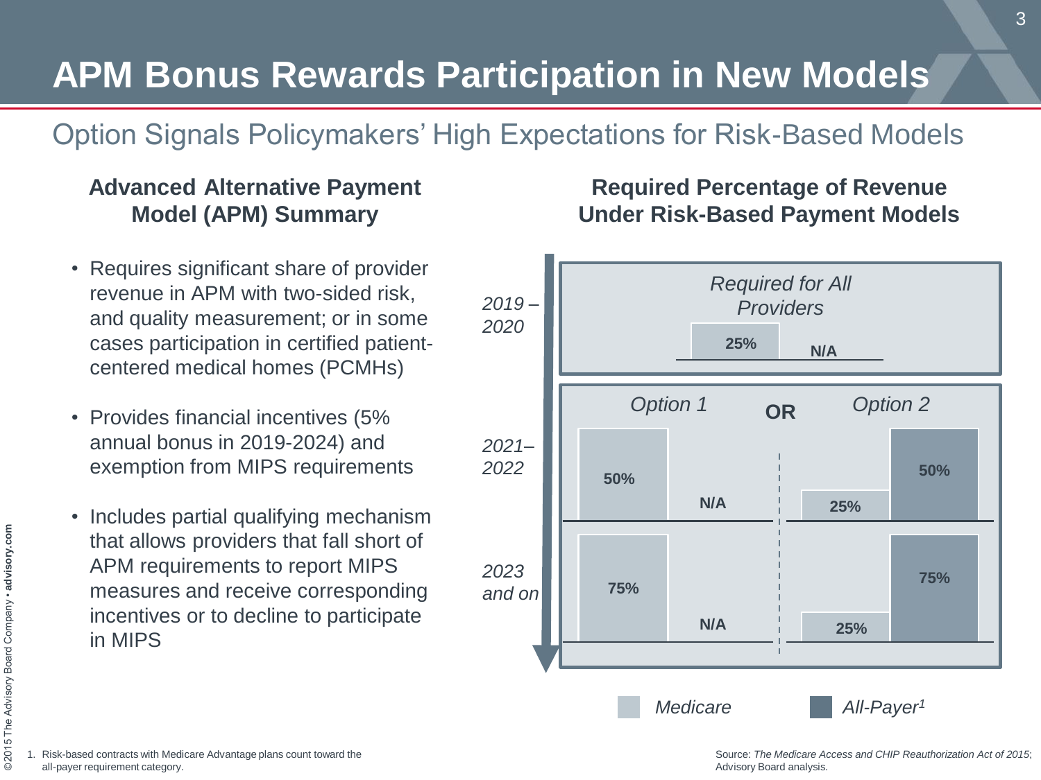# APM Bonus Rewards Participation in New Models

## Option Signals Policymakers' High Expectations for Risk-Based Models

### Advanced Alternative Payment Model (APM) Summary

- Requires significant share of provider revenue in APM with two-sided risk, and quality measurement; or in some cases participation in certified patient-centered medical homes (PCMHs)
- Provides financial incentives (5% annual bonus in 2019-2024) and exemption from MIPS requirements
- Includes partial qualifying mechanism that allows providers that fall short of APM requirements to report MIPS measures and receive corresponding incentives or to decline to participate in MIPS

### Required Percentage of Revenue Under Risk-Based Payment Models

2019 – 2020

*Required for All Providers*

25%

N/A

2021–2022

*Option 1*

50%

N/A

OR

*Option 2*

25%

50%

2023 and on

75%

N/A

25%

75%

*Medicare*

*All-Payer*[1]

1. Risk-based contracts with Medicare Advantage plans count toward the all-payer requirement category.

Source: *The Medicare Access and CHIP Reauthorization Act of 2015*; Advisory Board analysis.